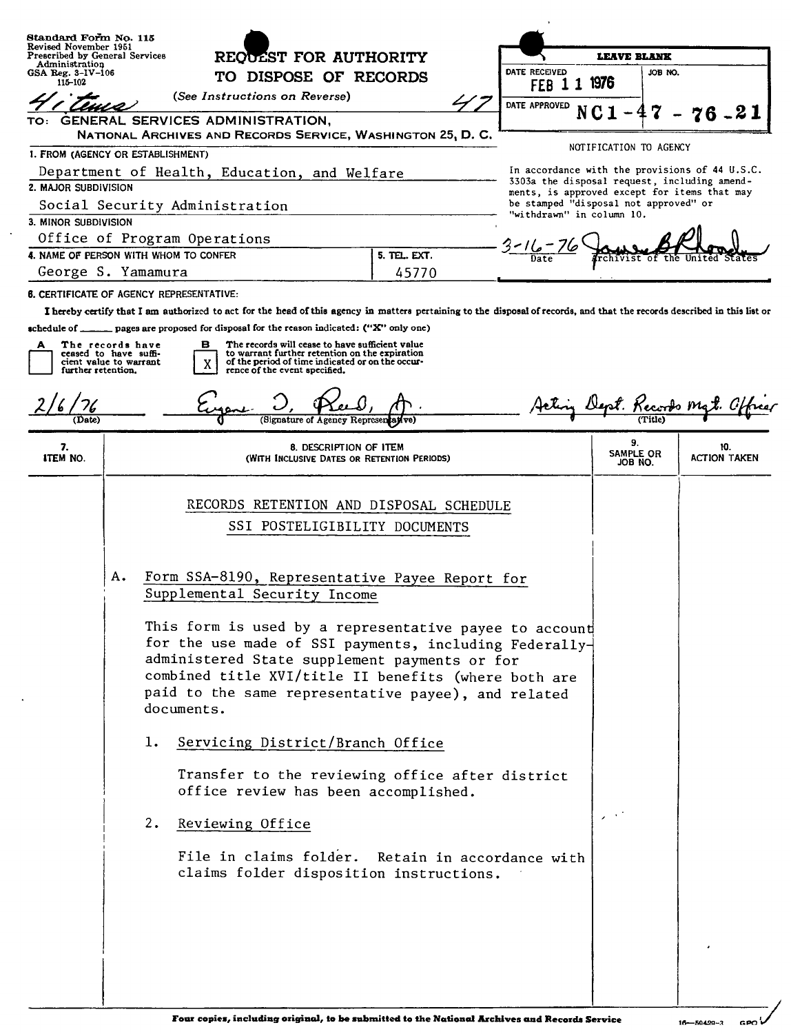Standard Form No. 115
Revised November 1951
Prescribed by General Services Administration
GSA Reg. 3-IV-106
115-102

4 items

# REQUEST FOR AUTHORITY TO DISPOSE OF RECORDS

*(See Instructions on Reverse)*

47

TO: GENERAL SERVICES ADMINISTRATION,
NATIONAL ARCHIVES AND RECORDS SERVICE, WASHINGTON 25, D. C.

| LEAVE BLANK | |
|---|---|
| DATE RECEIVED: FEB 11 1976 | JOB NO. |
| DATE APPROVED | NC1-47-76-21 |

NOTIFICATION TO AGENCY

In accordance with the provisions of 44 U.S.C. 3303a the disposal request, including amendments, is approved except for items that may be stamped "disposal not approved" or "withdrawn" in column 10.

3-16-76 — Date — James B Rhoads — Archivist of the United States

1. FROM (AGENCY OR ESTABLISHMENT): Department of Health, Education, and Welfare
2. MAJOR SUBDIVISION: Social Security Administration
3. MINOR SUBDIVISION: Office of Program Operations
4. NAME OF PERSON WITH WHOM TO CONFER: George S. Yamamura
5. TEL. EXT.: 45770

6. CERTIFICATE OF AGENCY REPRESENTATIVE:

I hereby certify that I am authorized to act for the head of this agency in matters pertaining to the disposal of records, and that the records described in this list or schedule of ______ pages are proposed for disposal for the reason indicated: ("X" only one)

- A [ ] The records have ceased to have sufficient value to warrant further retention.
- B [X] The records will cease to have sufficient value to warrant further retention on the expiration of the period of time indicated or on the occurrence of the event specified.

2/6/76 (Date) — Eugene D. Reed, Jr. (Signature of Agency Representative) — Acting Dept. Records Mgt. Officer (Title)

| 7. ITEM NO. | 8. DESCRIPTION OF ITEM (WITH INCLUSIVE DATES OR RETENTION PERIODS) | 9. SAMPLE OR JOB NO. | 10. ACTION TAKEN |
|---|---|---|---|

RECORDS RETENTION AND DISPOSAL SCHEDULE

SSI POSTELIGIBILITY DOCUMENTS

A. Form SSA-8190, Representative Payee Report for Supplemental Security Income

This form is used by a representative payee to account for the use made of SSI payments, including Federally-administered State supplement payments or for combined title XVI/title II benefits (where both are paid to the same representative payee), and related documents.

1. Servicing District/Branch Office

   Transfer to the reviewing office after district office review has been accomplished.

2. Reviewing Office

   File in claims folder. Retain in accordance with claims folder disposition instructions.

Four copies, including original, to be submitted to the National Archives and Records Service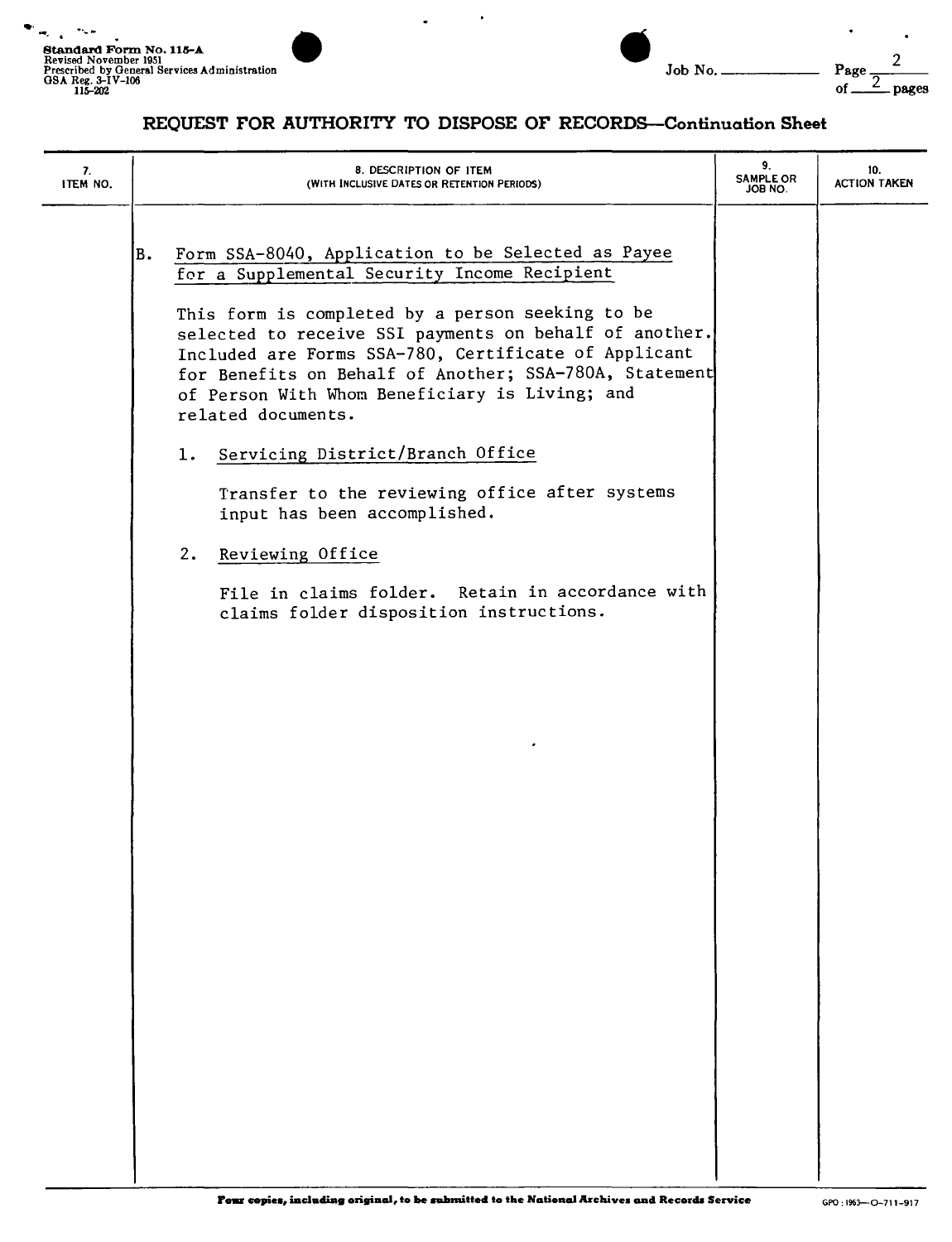Standard Form No. 115-A
Revised November 1951
Prescribed by General Services Administration
GSA Reg. 3-IV-106
115-202

Job No. ____________

## REQUEST FOR AUTHORITY TO DISPOSE OF RECORDS—Continuation Sheet

| 7. ITEM NO. | 8. DESCRIPTION OF ITEM (WITH INCLUSIVE DATES OR RETENTION PERIODS) | 9. SAMPLE OR JOB NO. | 10. ACTION TAKEN |
| --- | --- | --- | --- |
| | B. Form SSA-8040, Application to be Selected as Payee for a Supplemental Security Income Recipient<br><br>This form is completed by a person seeking to be selected to receive SSI payments on behalf of another. Included are Forms SSA-780, Certificate of Applicant for Benefits on Behalf of Another; SSA-780A, Statement of Person With Whom Beneficiary is Living; and related documents.<br><br>1. Servicing District/Branch Office<br><br>Transfer to the reviewing office after systems input has been accomplished.<br><br>2. Reviewing Office<br><br>File in claims folder. Retain in accordance with claims folder disposition instructions. | | |

Four copies, including original, to be submitted to the National Archives and Records Service

GPO : 1963—O-711-917